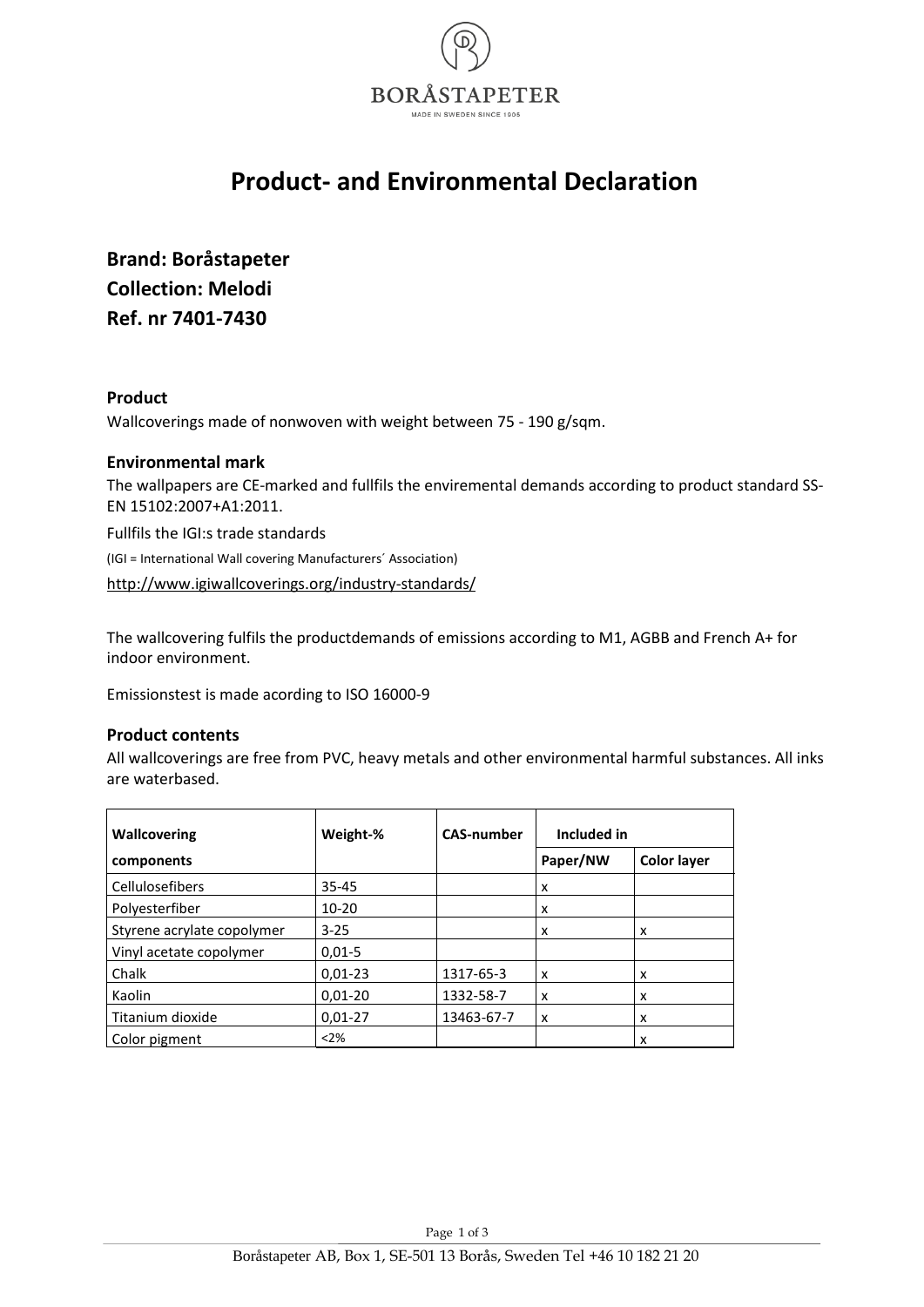BORÅSTAPETER

MADE IN SWEDEN SINCE 1905

# Product- and Environmental Declaration

## Brand: Boråstapeter
## Collection: Melodi
## Ref. nr 7401-7430

### Product

Wallcoverings made of nonwoven with weight between 75 - 190 g/sqm.

### Environmental mark

The wallpapers are CE-marked and fullfils the enviremental demands according to product standard SS-EN 15102:2007+A1:2011.

Fullfils the IGI:s trade standards

(IGI = International Wall covering Manufacturers´ Association)

http://www.igiwallcoverings.org/industry-standards/

The wallcovering fulfils the productdemands of emissions according to M1, AGBB and French A+ for indoor environment.

Emissionstest is made acording to ISO 16000-9

### Product contents

All wallcoverings are free from PVC, heavy metals and other environmental harmful substances. All inks are waterbased.

| Wallcovering components | Weight-% | CAS-number | Included in | |
|---|---|---|---|---|
| | | | Paper/NW | Color layer |
| Cellulosefibers | 35-45 | | x | |
| Polyesterfiber | 10-20 | | x | |
| Styrene acrylate copolymer | 3-25 | | x | x |
| Vinyl acetate copolymer | 0,01-5 | | | |
| Chalk | 0,01-23 | 1317-65-3 | x | x |
| Kaolin | 0,01-20 | 1332-58-7 | x | x |
| Titanium dioxide | 0,01-27 | 13463-67-7 | x | x |
| Color pigment | <2% | | | x |

Boråstapeter AB, Box 1, SE-501 13 Borås, Sweden Tel +46 10 182 21 20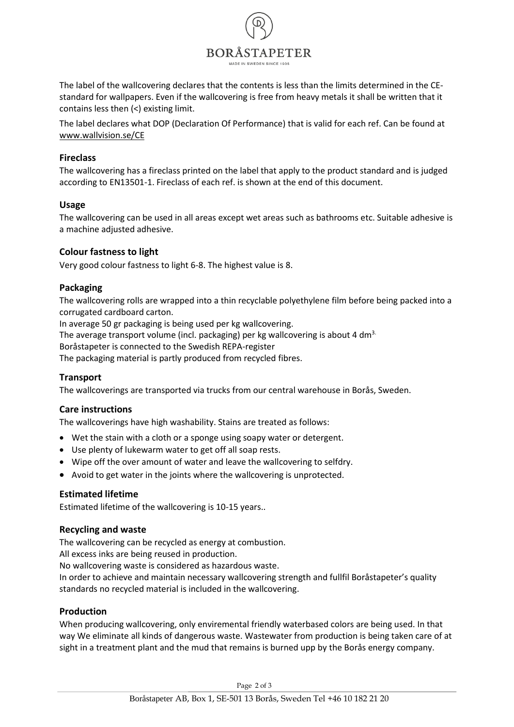The label of the wallcovering declares that the contents is less than the limits determined in the CE-standard for wallpapers. Even if the wallcovering is free from heavy metals it shall be written that it contains less then (<) existing limit.

The label declares what DOP (Declaration Of Performance) that is valid for each ref. Can be found at www.wallvision.se/CE

## Fireclass

The wallcovering has a fireclass printed on the label that apply to the product standard and is judged according to EN13501-1. Fireclass of each ref. is shown at the end of this document.

## Usage

The wallcovering can be used in all areas except wet areas such as bathrooms etc. Suitable adhesive is a machine adjusted adhesive.

## Colour fastness to light

Very good colour fastness to light 6-8. The highest value is 8.

## Packaging

The wallcovering rolls are wrapped into a thin recyclable polyethylene film before being packed into a corrugated cardboard carton.
In average 50 gr packaging is being used per kg wallcovering.
The average transport volume (incl. packaging) per kg wallcovering is about 4 $dm^{3.}$
Boråstapeter is connected to the Swedish REPA-register
The packaging material is partly produced from recycled fibres.

## Transport

The wallcoverings are transported via trucks from our central warehouse in Borås, Sweden.

## Care instructions

The wallcoverings have high washability. Stains are treated as follows:

- Wet the stain with a cloth or a sponge using soapy water or detergent.
- Use plenty of lukewarm water to get off all soap rests.
- Wipe off the over amount of water and leave the wallcovering to selfdry.
- Avoid to get water in the joints where the wallcovering is unprotected.

## Estimated lifetime

Estimated lifetime of the wallcovering is 10-15 years..

## Recycling and waste

The wallcovering can be recycled as energy at combustion.
All excess inks are being reused in production.
No wallcovering waste is considered as hazardous waste.
In order to achieve and maintain necessary wallcovering strength and fullfil Boråstapeter's quality standards no recycled material is included in the wallcovering.

## Production

When producing wallcovering, only enviremental friendly waterbased colors are being used. In that way We eliminate all kinds of dangerous waste. Wastewater from production is being taken care of at sight in a treatment plant and the mud that remains is burned upp by the Borås energy company.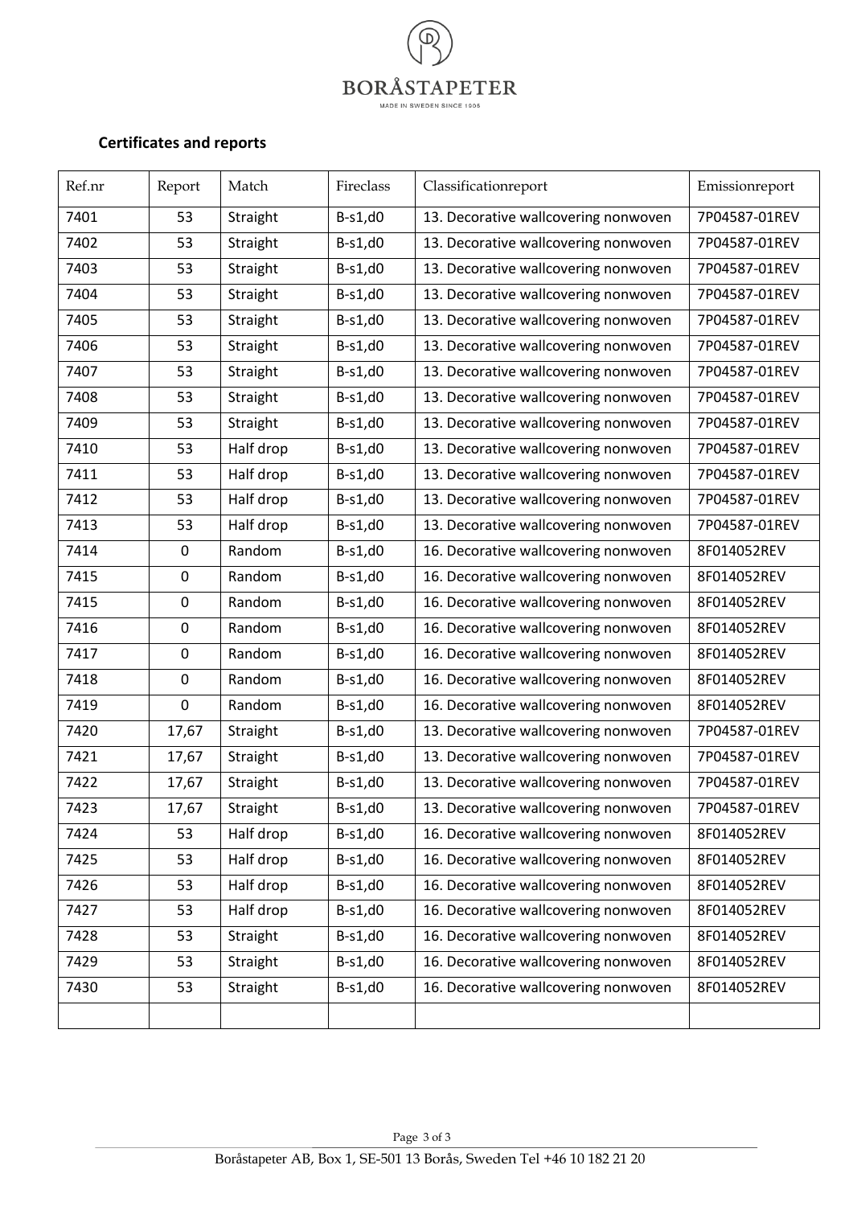### Certificates and reports

| Ref.nr | Report | Match | Fireclass | Classificationreport | Emissionreport |
|---|---|---|---|---|---|
| 7401 | 53 | Straight | B-s1,d0 | 13. Decorative wallcovering nonwoven | 7P04587-01REV |
| 7402 | 53 | Straight | B-s1,d0 | 13. Decorative wallcovering nonwoven | 7P04587-01REV |
| 7403 | 53 | Straight | B-s1,d0 | 13. Decorative wallcovering nonwoven | 7P04587-01REV |
| 7404 | 53 | Straight | B-s1,d0 | 13. Decorative wallcovering nonwoven | 7P04587-01REV |
| 7405 | 53 | Straight | B-s1,d0 | 13. Decorative wallcovering nonwoven | 7P04587-01REV |
| 7406 | 53 | Straight | B-s1,d0 | 13. Decorative wallcovering nonwoven | 7P04587-01REV |
| 7407 | 53 | Straight | B-s1,d0 | 13. Decorative wallcovering nonwoven | 7P04587-01REV |
| 7408 | 53 | Straight | B-s1,d0 | 13. Decorative wallcovering nonwoven | 7P04587-01REV |
| 7409 | 53 | Straight | B-s1,d0 | 13. Decorative wallcovering nonwoven | 7P04587-01REV |
| 7410 | 53 | Half drop | B-s1,d0 | 13. Decorative wallcovering nonwoven | 7P04587-01REV |
| 7411 | 53 | Half drop | B-s1,d0 | 13. Decorative wallcovering nonwoven | 7P04587-01REV |
| 7412 | 53 | Half drop | B-s1,d0 | 13. Decorative wallcovering nonwoven | 7P04587-01REV |
| 7413 | 53 | Half drop | B-s1,d0 | 13. Decorative wallcovering nonwoven | 7P04587-01REV |
| 7414 | 0 | Random | B-s1,d0 | 16. Decorative wallcovering nonwoven | 8F014052REV |
| 7415 | 0 | Random | B-s1,d0 | 16. Decorative wallcovering nonwoven | 8F014052REV |
| 7415 | 0 | Random | B-s1,d0 | 16. Decorative wallcovering nonwoven | 8F014052REV |
| 7416 | 0 | Random | B-s1,d0 | 16. Decorative wallcovering nonwoven | 8F014052REV |
| 7417 | 0 | Random | B-s1,d0 | 16. Decorative wallcovering nonwoven | 8F014052REV |
| 7418 | 0 | Random | B-s1,d0 | 16. Decorative wallcovering nonwoven | 8F014052REV |
| 7419 | 0 | Random | B-s1,d0 | 16. Decorative wallcovering nonwoven | 8F014052REV |
| 7420 | 17,67 | Straight | B-s1,d0 | 13. Decorative wallcovering nonwoven | 7P04587-01REV |
| 7421 | 17,67 | Straight | B-s1,d0 | 13. Decorative wallcovering nonwoven | 7P04587-01REV |
| 7422 | 17,67 | Straight | B-s1,d0 | 13. Decorative wallcovering nonwoven | 7P04587-01REV |
| 7423 | 17,67 | Straight | B-s1,d0 | 13. Decorative wallcovering nonwoven | 7P04587-01REV |
| 7424 | 53 | Half drop | B-s1,d0 | 16. Decorative wallcovering nonwoven | 8F014052REV |
| 7425 | 53 | Half drop | B-s1,d0 | 16. Decorative wallcovering nonwoven | 8F014052REV |
| 7426 | 53 | Half drop | B-s1,d0 | 16. Decorative wallcovering nonwoven | 8F014052REV |
| 7427 | 53 | Half drop | B-s1,d0 | 16. Decorative wallcovering nonwoven | 8F014052REV |
| 7428 | 53 | Straight | B-s1,d0 | 16. Decorative wallcovering nonwoven | 8F014052REV |
| 7429 | 53 | Straight | B-s1,d0 | 16. Decorative wallcovering nonwoven | 8F014052REV |
| 7430 | 53 | Straight | B-s1,d0 | 16. Decorative wallcovering nonwoven | 8F014052REV |
| | | | | | |

Boråstapeter AB, Box 1, SE-501 13 Borås, Sweden Tel +46 10 182 21 20